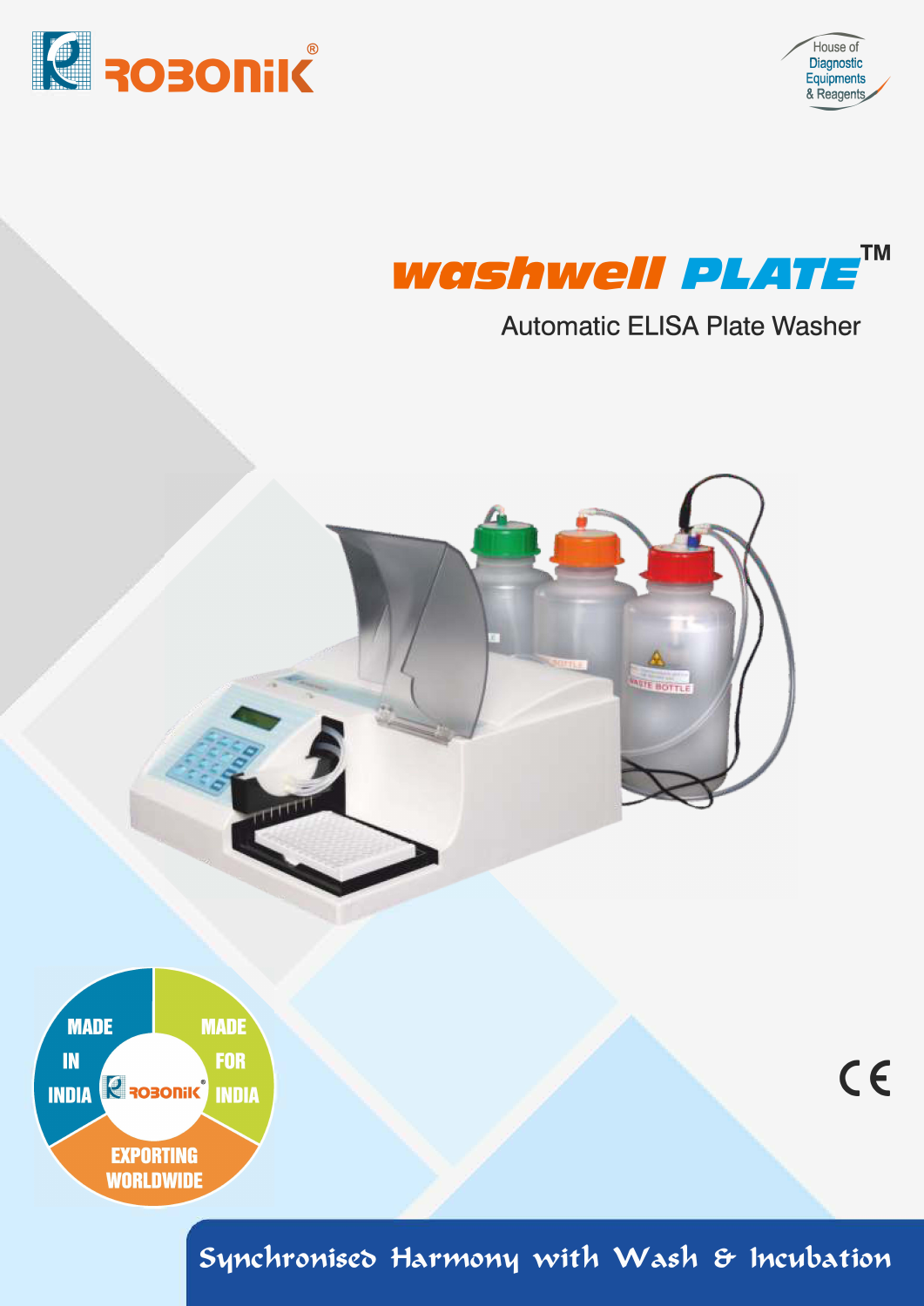ROBONIK®

House of Diagnostic Equipments & Reagents

# washwell PLATE™

## Automatic ELISA Plate Washer

MADE IN INDIA

MADE FOR INDIA

EXPORTING WORLDWIDE

CE

**Synchronised Harmony with Wash & Incubation**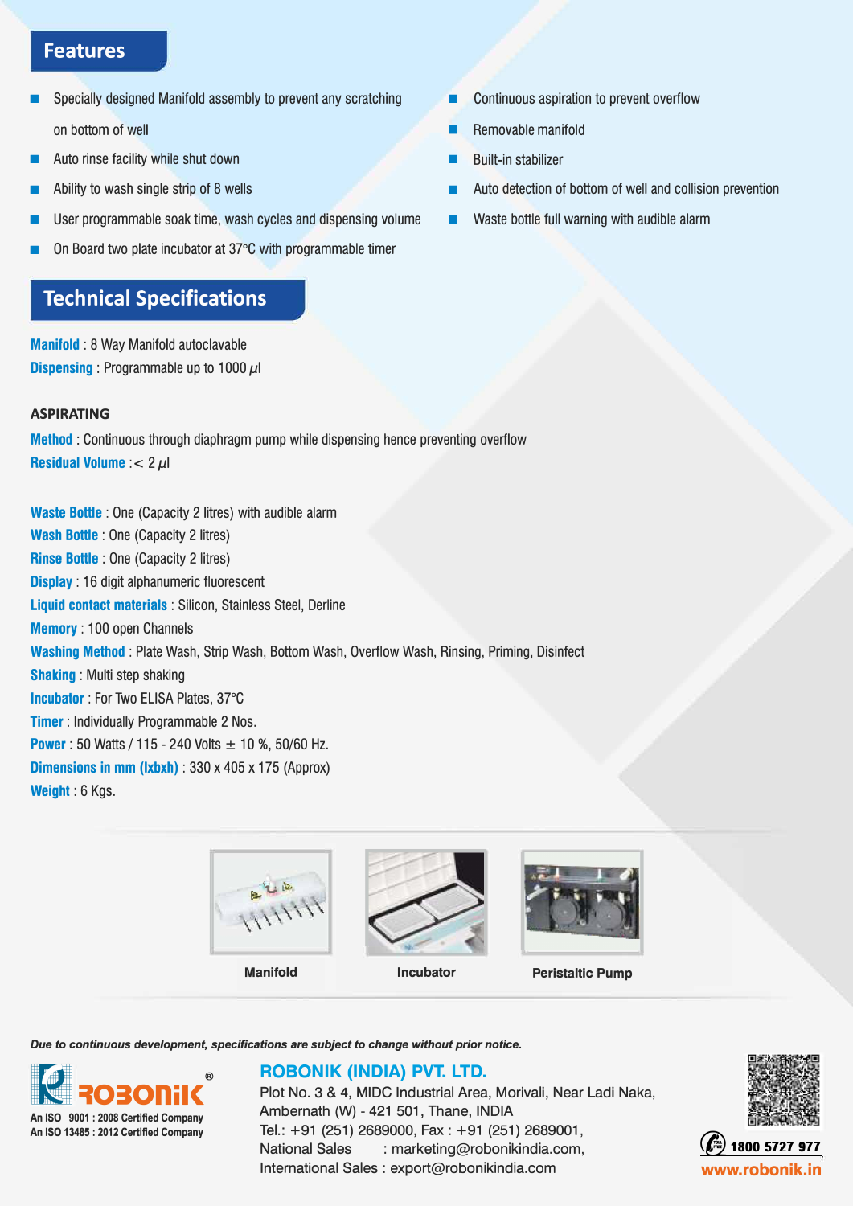## Features

- Specially designed Manifold assembly to prevent any scratching on bottom of well
- Auto rinse facility while shut down
- Ability to wash single strip of 8 wells
- User programmable soak time, wash cycles and dispensing volume
- On Board two plate incubator at 37°C with programmable timer
- Continuous aspiration to prevent overflow
- Removable manifold
- Built-in stabilizer
- Auto detection of bottom of well and collision prevention
- Waste bottle full warning with audible alarm

## Technical Specifications

**Manifold** : 8 Way Manifold autoclavable
**Dispensing** : Programmable up to 1000 $\mu$l

### ASPIRATING

**Method** : Continuous through diaphragm pump while dispensing hence preventing overflow
**Residual Volume** :< 2 $\mu$l

**Waste Bottle** : One (Capacity 2 litres) with audible alarm
**Wash Bottle** : One (Capacity 2 litres)
**Rinse Bottle** : One (Capacity 2 litres)
**Display** : 16 digit alphanumeric fluorescent
**Liquid contact materials** : Silicon, Stainless Steel, Derline
**Memory** : 100 open Channels
**Washing Method** : Plate Wash, Strip Wash, Bottom Wash, Overflow Wash, Rinsing, Priming, Disinfect
**Shaking** : Multi step shaking
**Incubator** : For Two ELISA Plates, 37°C
**Timer** : Individually Programmable 2 Nos.
**Power** : 50 Watts / 115 - 240 Volts ± 10 %, 50/60 Hz.
**Dimensions in mm (lxbxh)** : 330 x 405 x 175 (Approx)
**Weight** : 6 Kgs.

Manifold

Incubator

Peristaltic Pump

*Due to continuous development, specifications are subject to change without prior notice.*

ROBONIK®
An ISO 9001 : 2008 Certified Company
An ISO 13485 : 2012 Certified Company

**ROBONIK (INDIA) PVT. LTD.**
Plot No. 3 & 4, MIDC Industrial Area, Morivali, Near Ladi Naka,
Ambernath (W) - 421 501, Thane, INDIA
Tel.: +91 (251) 2689000, Fax : +91 (251) 2689001,
National Sales : marketing@robonikindia.com,
International Sales : export@robonikindia.com

1800 5727 977
www.robonik.in